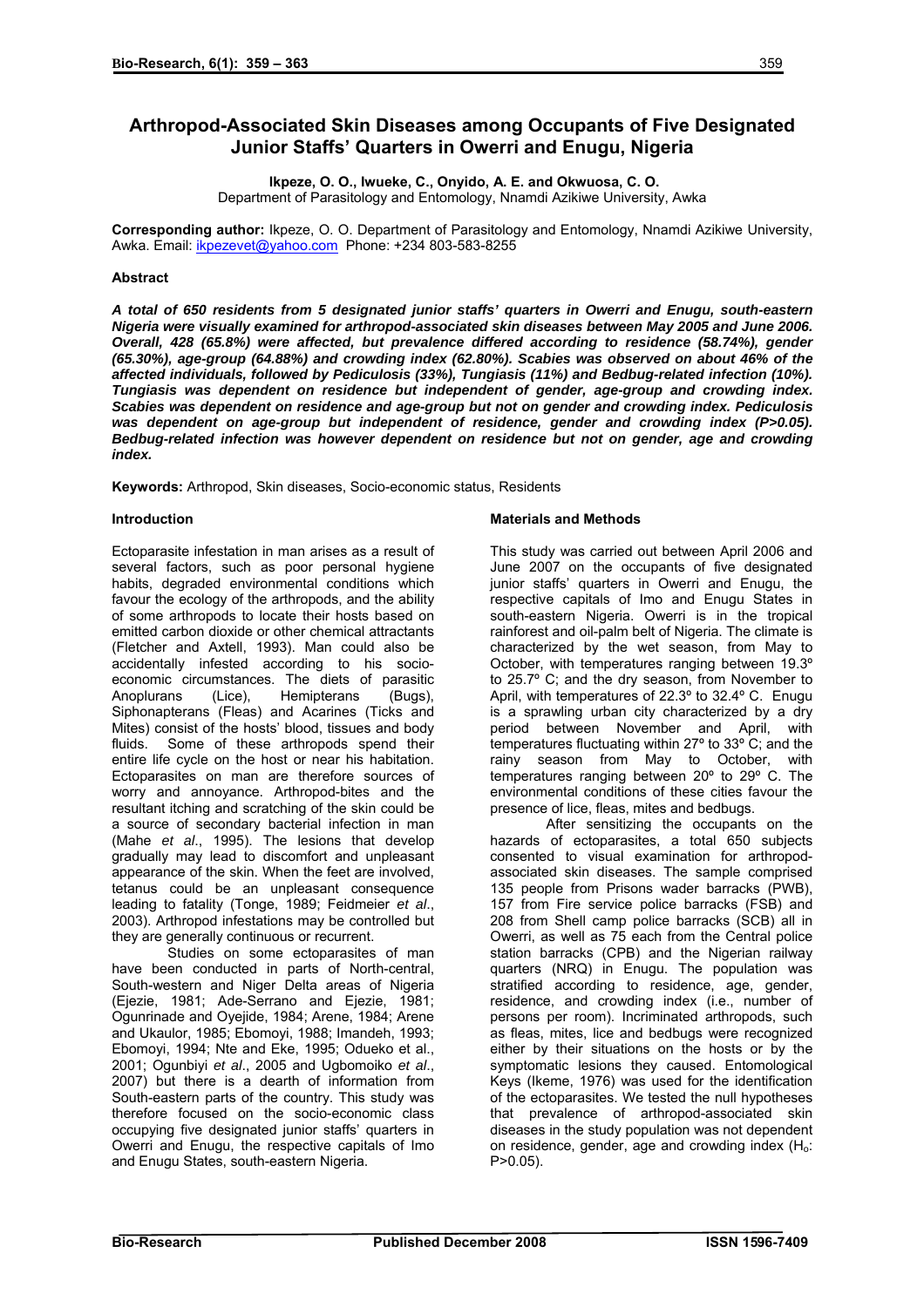# Arthropod-Associated Skin Diseases among Occupants of Five Designated Junior Staffs' Quarters in Owerri and Enugu, Nigeria

**Ikpeze, O. O., Iwueke, C., Onyido, A. E. and Okwuosa, C. O.**
Department of Parasitology and Entomology, Nnamdi Azikiwe University, Awka

**Corresponding author:** Ikpeze, O. O. Department of Parasitology and Entomology, Nnamdi Azikiwe University, Awka. Email: ikpezevet@yahoo.com Phone: +234 803-583-8255

### Abstract

***A total of 650 residents from 5 designated junior staffs' quarters in Owerri and Enugu, south-eastern Nigeria were visually examined for arthropod-associated skin diseases between May 2005 and June 2006. Overall, 428 (65.8%) were affected, but prevalence differed according to residence (58.74%), gender (65.30%), age-group (64.88%) and crowding index (62.80%). Scabies was observed on about 46% of the affected individuals, followed by Pediculosis (33%), Tungiasis (11%) and Bedbug-related infection (10%). Tungiasis was dependent on residence but independent of gender, age-group and crowding index. Scabies was dependent on residence and age-group but not on gender and crowding index. Pediculosis was dependent on age-group but independent of residence, gender and crowding index (P>0.05). Bedbug-related infection was however dependent on residence but not on gender, age and crowding index.***

**Keywords:** Arthropod, Skin diseases, Socio-economic status, Residents

### Introduction

Ectoparasite infestation in man arises as a result of several factors, such as poor personal hygiene habits, degraded environmental conditions which favour the ecology of the arthropods, and the ability of some arthropods to locate their hosts based on emitted carbon dioxide or other chemical attractants (Fletcher and Axtell, 1993). Man could also be accidentally infested according to his socio-economic circumstances. The diets of parasitic Anoplurans (Lice), Hemipterans (Bugs), Siphonapterans (Fleas) and Acarines (Ticks and Mites) consist of the hosts' blood, tissues and body fluids. Some of these arthropods spend their entire life cycle on the host or near his habitation. Ectoparasites on man are therefore sources of worry and annoyance. Arthropod-bites and the resultant itching and scratching of the skin could be a source of secondary bacterial infection in man (Mahe *et al*., 1995). The lesions that develop gradually may lead to discomfort and unpleasant appearance of the skin. When the feet are involved, tetanus could be an unpleasant consequence leading to fatality (Tonge, 1989; Feidmeier *et al*., 2003). Arthropod infestations may be controlled but they are generally continuous or recurrent.

Studies on some ectoparasites of man have been conducted in parts of North-central, South-western and Niger Delta areas of Nigeria (Ejezie, 1981; Ade-Serrano and Ejezie, 1981; Ogunrinade and Oyejide, 1984; Arene, 1984; Arene and Ukaulor, 1985; Ebomoyi, 1988; Imandeh, 1993; Ebomoyi, 1994; Nte and Eke, 1995; Odueko et al., 2001; Ogunbiyi *et al*., 2005 and Ugbomoiko *et al*., 2007) but there is a dearth of information from South-eastern parts of the country. This study was therefore focused on the socio-economic class occupying five designated junior staffs' quarters in Owerri and Enugu, the respective capitals of Imo and Enugu States, south-eastern Nigeria.

### Materials and Methods

This study was carried out between April 2006 and June 2007 on the occupants of five designated junior staffs' quarters in Owerri and Enugu, the respective capitals of Imo and Enugu States in south-eastern Nigeria. Owerri is in the tropical rainforest and oil-palm belt of Nigeria. The climate is characterized by the wet season, from May to October, with temperatures ranging between 19.3º to 25.7º C; and the dry season, from November to April, with temperatures of 22.3º to 32.4º C. Enugu is a sprawling urban city characterized by a dry period between November and April, with temperatures fluctuating within 27º to 33º C; and the rainy season from May to October, with temperatures ranging between 20º to 29º C. The environmental conditions of these cities favour the presence of lice, fleas, mites and bedbugs.

After sensitizing the occupants on the hazards of ectoparasites, a total 650 subjects consented to visual examination for arthropod-associated skin diseases. The sample comprised 135 people from Prisons wader barracks (PWB), 157 from Fire service police barracks (FSB) and 208 from Shell camp police barracks (SCB) all in Owerri, as well as 75 each from the Central police station barracks (CPB) and the Nigerian railway quarters (NRQ) in Enugu. The population was stratified according to residence, age, gender, residence, and crowding index (i.e., number of persons per room). Incriminated arthropods, such as fleas, mites, lice and bedbugs were recognized either by their situations on the hosts or by the symptomatic lesions they caused. Entomological Keys (Ikeme, 1976) was used for the identification of the ectoparasites. We tested the null hypotheses that prevalence of arthropod-associated skin diseases in the study population was not dependent on residence, gender, age and crowding index ($H_o$: P>0.05).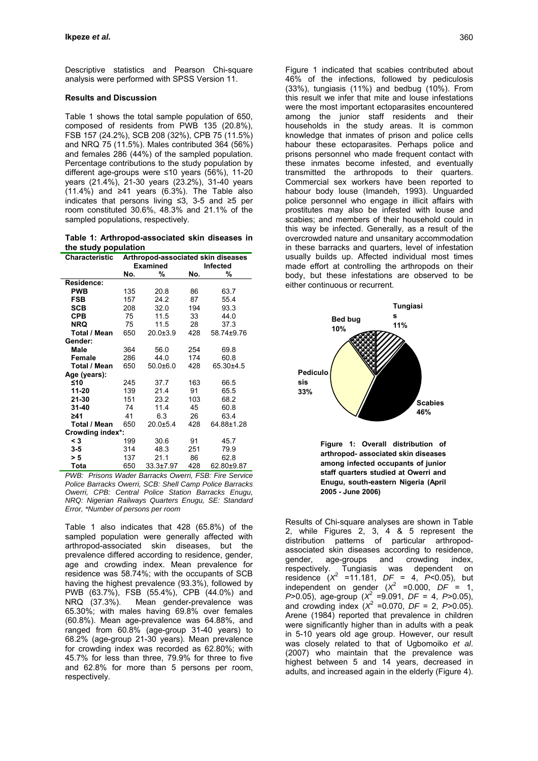Descriptive statistics and Pearson Chi-square analysis were performed with SPSS Version 11.

### Results and Discussion

Table 1 shows the total sample population of 650, composed of residents from PWB 135 (20.8%), FSB 157 (24.2%), SCB 208 (32%), CPB 75 (11.5%) and NRQ 75 (11.5%). Males contributed 364 (56%) and females 286 (44%) of the sampled population. Percentage contributions to the study population by different age-groups were ≤10 years (56%), 11-20 years (21.4%), 21-30 years (23.2%), 31-40 years (11.4%) and ≥41 years (6.3%). The Table also indicates that persons living ≤3, 3-5 and ≥5 per room constituted 30.6%, 48.3% and 21.1% of the sampled populations, respectively.

**Table 1: Arthropod-associated skin diseases in the study population**

| Characteristic | Arthropod-associated skin diseases | | | |
|---|---|---|---|---|
| | Examined | | Infected | |
| | No. | % | No. | % |
| **Residence:** | | | | |
| PWB | 135 | 20.8 | 86 | 63.7 |
| FSB | 157 | 24.2 | 87 | 55.4 |
| SCB | 208 | 32.0 | 194 | 93.3 |
| CPB | 75 | 11.5 | 33 | 44.0 |
| NRQ | 75 | 11.5 | 28 | 37.3 |
| Total / Mean | 650 | 20.0±3.9 | 428 | 58.74±9.76 |
| **Gender:** | | | | |
| Male | 364 | 56.0 | 254 | 69.8 |
| Female | 286 | 44.0 | 174 | 60.8 |
| Total / Mean | 650 | 50.0±6.0 | 428 | 65.30±4.5 |
| **Age (years):** | | | | |
| ≤10 | 245 | 37.7 | 163 | 66.5 |
| 11-20 | 139 | 21.4 | 91 | 65.5 |
| 21-30 | 151 | 23.2 | 103 | 68.2 |
| 31-40 | 74 | 11.4 | 45 | 60.8 |
| ≥41 | 41 | 6.3 | 26 | 63.4 |
| Total / Mean | 650 | 20.0±5.4 | 428 | 64.88±1.28 |
| **Crowding index*:** | | | | |
| < 3 | 199 | 30.6 | 91 | 45.7 |
| 3-5 | 314 | 48.3 | 251 | 79.9 |
| > 5 | 137 | 21.1 | 86 | 62.8 |
| Tota | 650 | 33.3±7.97 | 428 | 62.80±9.87 |

*PWB: Prisons Wader Barracks Owerri, FSB: Fire Service Police Barracks Owerri, SCB: Shell Camp Police Barracks Owerri, CPB: Central Police Station Barracks Enugu, NRQ: Nigerian Railways Quarters Enugu, SE: Standard Error, \*Number of persons per room*

Table 1 also indicates that 428 (65.8%) of the sampled population were generally affected with arthropod-associated skin diseases, but the prevalence differed according to residence, gender, age and crowding index. Mean prevalence for residence was 58.74%; with the occupants of SCB having the highest prevalence (93.3%), followed by PWB (63.7%), FSB (55.4%), CPB (44.0%) and NRQ (37.3%). Mean gender-prevalence was 65.30%; with males having 69.8% over females (60.8%). Mean age-prevalence was 64.88%, and ranged from 60.8% (age-group 31-40 years) to 68.2% (age-group 21-30 years). Mean prevalence for crowding index was recorded as 62.80%; with 45.7% for less than three, 79.9% for three to five and 62.8% for more than 5 persons per room, respectively.

Figure 1 indicated that scabies contributed about 46% of the infections, followed by pediculosis (33%), tungiasis (11%) and bedbug (10%). From this result we infer that mite and louse infestations were the most important ectoparasites encountered among the junior staff residents and their households in the study areas. It is common knowledge that inmates of prison and police cells habour these ectoparasites. Perhaps police and prisons personnel who made frequent contact with these inmates become infested, and eventually transmitted the arthropods to their quarters. Commercial sex workers have been reported to habour body louse (Imandeh, 1993). Unguarded police personnel who engage in illicit affairs with prostitutes may also be infested with louse and scabies; and members of their household could in this way be infected. Generally, as a result of the overcrowded nature and unsanitary accommodation in these barracks and quarters, level of infestation usually builds up. Affected individual most times made effort at controlling the arthropods on their body, but these infestations are observed to be either continuous or recurrent.

**Figure 1: Overall distribution of arthropod- associated skin diseases among infected occupants of junior staff quarters studied at Owerri and Enugu, south-eastern Nigeria (April 2005 - June 2006)**

Results of Chi-square analyses are shown in Table 2, while Figures 2, 3, 4 & 5 represent the distribution patterns of particular arthropod-associated skin diseases according to residence, gender, age-groups and crowding index, respectively. Tungiasis was dependent on residence ($X^2$ =11.181, $DF$ = 4, $P$<0.05), but independent on gender ($X^2$ =0.000, $DF$ = 1, $P$>0.05), age-group ($X^2$ =9.091, $DF$ = 4, $P$>0.05), and crowding index ($X^2$ =0.070, $DF$ = 2, $P$>0.05). Arene (1984) reported that prevalence in children were significantly higher than in adults with a peak in 5-10 years old age group. However, our result was closely related to that of Ugbomoiko *et al*. (2007) who maintain that the prevalence was highest between 5 and 14 years, decreased in adults, and increased again in the elderly (Figure 4).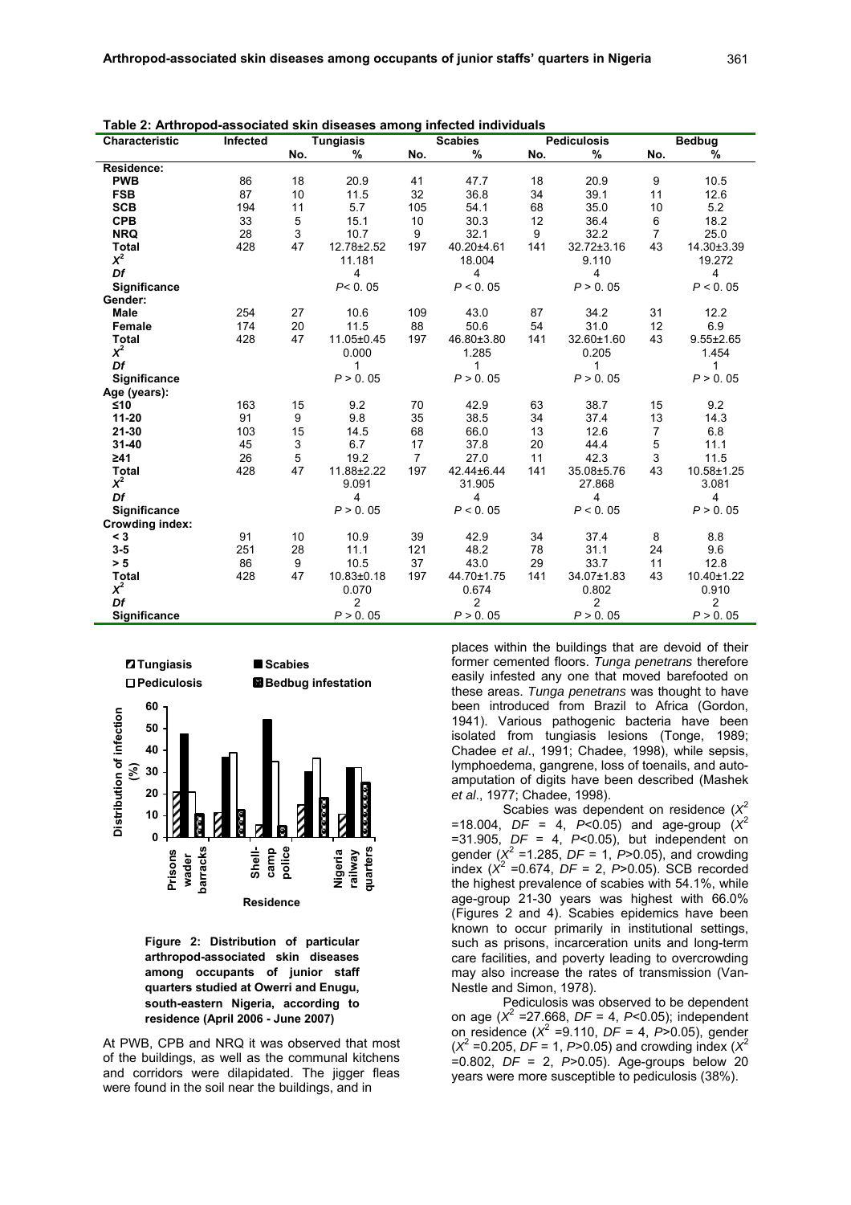**Table 2: Arthropod-associated skin diseases among infected individuals**

| Characteristic | Infected | Tungiasis | | Scabies | | Pediculosis | | Bedbug | |
|---|---|---|---|---|---|---|---|---|---|
| | | No. | % | No. | % | No. | % | No. | % |
| **Residence:** | | | | | | | | | |
| **PWB** | 86 | 18 | 20.9 | 41 | 47.7 | 18 | 20.9 | 9 | 10.5 |
| **FSB** | 87 | 10 | 11.5 | 32 | 36.8 | 34 | 39.1 | 11 | 12.6 |
| **SCB** | 194 | 11 | 5.7 | 105 | 54.1 | 68 | 35.0 | 10 | 5.2 |
| **CPB** | 33 | 5 | 15.1 | 10 | 30.3 | 12 | 36.4 | 6 | 18.2 |
| **NRQ** | 28 | 3 | 10.7 | 9 | 32.1 | 9 | 32.2 | 7 | 25.0 |
| **Total** | 428 | 47 | 12.78±2.52 | 197 | 40.20±4.61 | 141 | 32.72±3.16 | 43 | 14.30±3.39 |
| $X^2$ | | | 11.181 | | 18.004 | | 9.110 | | 19.272 |
| *Df* | | | 4 | | 4 | | 4 | | 4 |
| **Significance** | | | $P < 0.05$ | | $P < 0.05$ | | $P > 0.05$ | | $P < 0.05$ |
| **Gender:** | | | | | | | | | |
| **Male** | 254 | 27 | 10.6 | 109 | 43.0 | 87 | 34.2 | 31 | 12.2 |
| **Female** | 174 | 20 | 11.5 | 88 | 50.6 | 54 | 31.0 | 12 | 6.9 |
| **Total** | 428 | 47 | 11.05±0.45 | 197 | 46.80±3.80 | 141 | 32.60±1.60 | 43 | 9.55±2.65 |
| $X^2$ | | | 0.000 | | 1.285 | | 0.205 | | 1.454 |
| *Df* | | | 1 | | 1 | | 1 | | 1 |
| **Significance** | | | $P > 0.05$ | | $P > 0.05$ | | $P > 0.05$ | | $P > 0.05$ |
| **Age (years):** | | | | | | | | | |
| **≤10** | 163 | 15 | 9.2 | 70 | 42.9 | 63 | 38.7 | 15 | 9.2 |
| **11-20** | 91 | 9 | 9.8 | 35 | 38.5 | 34 | 37.4 | 13 | 14.3 |
| **21-30** | 103 | 15 | 14.5 | 68 | 66.0 | 13 | 12.6 | 7 | 6.8 |
| **31-40** | 45 | 3 | 6.7 | 17 | 37.8 | 20 | 44.4 | 5 | 11.1 |
| **≥41** | 26 | 5 | 19.2 | 7 | 27.0 | 11 | 42.3 | 3 | 11.5 |
| **Total** | 428 | 47 | 11.88±2.22 | 197 | 42.44±6.44 | 141 | 35.08±5.76 | 43 | 10.58±1.25 |
| $X^2$ | | | 9.091 | | 31.905 | | 27.868 | | 3.081 |
| *Df* | | | 4 | | 4 | | 4 | | 4 |
| **Significance** | | | $P > 0.05$ | | $P < 0.05$ | | $P < 0.05$ | | $P > 0.05$ |
| **Crowding index:** | | | | | | | | | |
| **< 3** | 91 | 10 | 10.9 | 39 | 42.9 | 34 | 37.4 | 8 | 8.8 |
| **3-5** | 251 | 28 | 11.1 | 121 | 48.2 | 78 | 31.1 | 24 | 9.6 |
| **> 5** | 86 | 9 | 10.5 | 37 | 43.0 | 29 | 33.7 | 11 | 12.8 |
| **Total** | 428 | 47 | 10.83±0.18 | 197 | 44.70±1.75 | 141 | 34.07±1.83 | 43 | 10.40±1.22 |
| $X^2$ | | | 0.070 | | 0.674 | | 0.802 | | 0.910 |
| *Df* | | | 2 | | 2 | | 2 | | 2 |
| **Significance** | | | $P > 0.05$ | | $P > 0.05$ | | $P > 0.05$ | | $P > 0.05$ |

**Figure 2: Distribution of particular arthropod-associated skin diseases among occupants of junior staff quarters studied at Owerri and Enugu, south-eastern Nigeria, according to residence (April 2006 - June 2007)**

At PWB, CPB and NRQ it was observed that most of the buildings, as well as the communal kitchens and corridors were dilapidated. The jigger fleas were found in the soil near the buildings, and in places within the buildings that are devoid of their former cemented floors. *Tunga penetrans* therefore easily infested any one that moved barefooted on these areas. *Tunga penetrans* was thought to have been introduced from Brazil to Africa (Gordon, 1941). Various pathogenic bacteria have been isolated from tungiasis lesions (Tonge, 1989; Chadee *et al*., 1991; Chadee, 1998), while sepsis, lymphoedema, gangrene, loss of toenails, and auto-amputation of digits have been described (Mashek *et al*., 1977; Chadee, 1998).

Scabies was dependent on residence ($X^2$ =18.004, $DF$ = 4, $P$<0.05) and age-group ($X^2$ =31.905, $DF$ = 4, $P$<0.05), but independent on gender ($X^2$ =1.285, $DF$ = 1, $P$>0.05), and crowding index ($X^2$ =0.674, $DF$ = 2, $P$>0.05). SCB recorded the highest prevalence of scabies with 54.1%, while age-group 21-30 years was highest with 66.0% (Figures 2 and 4). Scabies epidemics have been known to occur primarily in institutional settings, such as prisons, incarceration units and long-term care facilities, and poverty leading to overcrowding may also increase the rates of transmission (Van-Nestle and Simon, 1978).

Pediculosis was observed to be dependent on age ($X^2$ =27.668, $DF$ = 4, $P$<0.05); independent on residence ($X^2$ =9.110, $DF$ = 4, $P$>0.05), gender ($X^2$ =0.205, $DF$ = 1, $P$>0.05) and crowding index ($X^2$ =0.802, $DF$ = 2, $P$>0.05). Age-groups below 20 years were more susceptible to pediculosis (38%).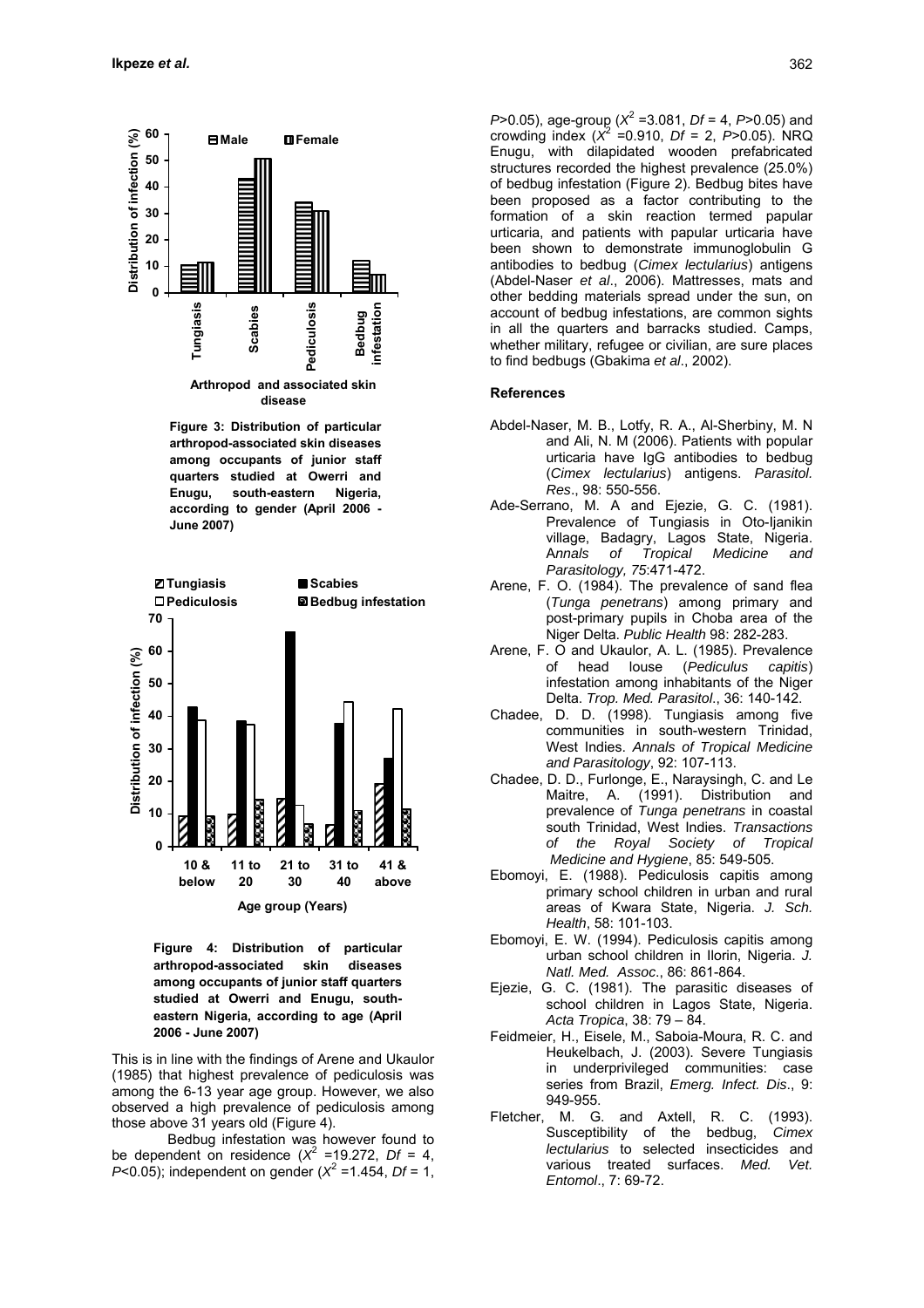Figure 3: Distribution of particular arthropod-associated skin diseases among occupants of junior staff quarters studied at Owerri and Enugu, south-eastern Nigeria, according to gender (April 2006 - June 2007)

Figure 4: Distribution of particular arthropod-associated skin diseases among occupants of junior staff quarters studied at Owerri and Enugu, south-eastern Nigeria, according to age (April 2006 - June 2007)

This is in line with the findings of Arene and Ukaulor (1985) that highest prevalence of pediculosis was among the 6-13 year age group. However, we also observed a high prevalence of pediculosis among those above 31 years old (Figure 4).

Bedbug infestation was however found to be dependent on residence ($X^2$ =19.272, $Df$ = 4, $P$<0.05); independent on gender ($X^2$ =1.454, $Df$ = 1, $P$>0.05), age-group ($X^2$ =3.081, $Df$ = 4, $P$>0.05) and crowding index ($X^2$ =0.910, $Df$ = 2, $P$>0.05). NRQ Enugu, with dilapidated wooden prefabricated structures recorded the highest prevalence (25.0%) of bedbug infestation (Figure 2). Bedbug bites have been proposed as a factor contributing to the formation of a skin reaction termed papular urticaria, and patients with papular urticaria have been shown to demonstrate immunoglobulin G antibodies to bedbug (*Cimex lectularius*) antigens (Abdel-Naser *et al*., 2006). Mattresses, mats and other bedding materials spread under the sun, on account of bedbug infestations, are common sights in all the quarters and barracks studied. Camps, whether military, refugee or civilian, are sure places to find bedbugs (Gbakima *et al*., 2002).

## References

Abdel-Naser, M. B., Lotfy, R. A., Al-Sherbiny, M. N and Ali, N. M (2006). Patients with popular urticaria have IgG antibodies to bedbug (*Cimex lectularius*) antigens. *Parasitol. Res*., 98: 550-556.

Ade-Serrano, M. A and Ejezie, G. C. (1981). Prevalence of Tungiasis in Oto-Ijanikin village, Badagry, Lagos State, Nigeria. *Annals of Tropical Medicine and Parasitology, 75*:471-472.

Arene, F. O. (1984). The prevalence of sand flea (*Tunga penetrans*) among primary and post-primary pupils in Choba area of the Niger Delta. *Public Health* 98: 282-283.

Arene, F. O and Ukaulor, A. L. (1985). Prevalence of head louse (*Pediculus capitis*) infestation among inhabitants of the Niger Delta. *Trop. Med. Parasitol.*, 36: 140-142.

Chadee, D. D. (1998). Tungiasis among five communities in south-western Trinidad, West Indies. *Annals of Tropical Medicine and Parasitology*, 92: 107-113.

Chadee, D. D., Furlonge, E., Naraysingh, C. and Le Maitre, A. (1991). Distribution and prevalence of *Tunga penetrans* in coastal south Trinidad, West Indies. *Transactions of the Royal Society of Tropical Medicine and Hygiene*, 85: 549-505.

Ebomoyi, E. (1988). Pediculosis capitis among primary school children in urban and rural areas of Kwara State, Nigeria. *J. Sch. Health*, 58: 101-103.

Ebomoyi, E. W. (1994). Pediculosis capitis among urban school children in Ilorin, Nigeria. *J. Natl. Med. Assoc*., 86: 861-864.

Ejezie, G. C. (1981). The parasitic diseases of school children in Lagos State, Nigeria. *Acta Tropica*, 38: 79 – 84.

Feidmeier, H., Eisele, M., Saboia-Moura, R. C. and Heukelbach, J. (2003). Severe Tungiasis in underprivileged communities: case series from Brazil, *Emerg. Infect. Dis*., 9: 949-955.

Fletcher, M. G. and Axtell, R. C. (1993). Susceptibility of the bedbug, *Cimex lectularius* to selected insecticides and various treated surfaces. *Med. Vet. Entomol*., 7: 69-72.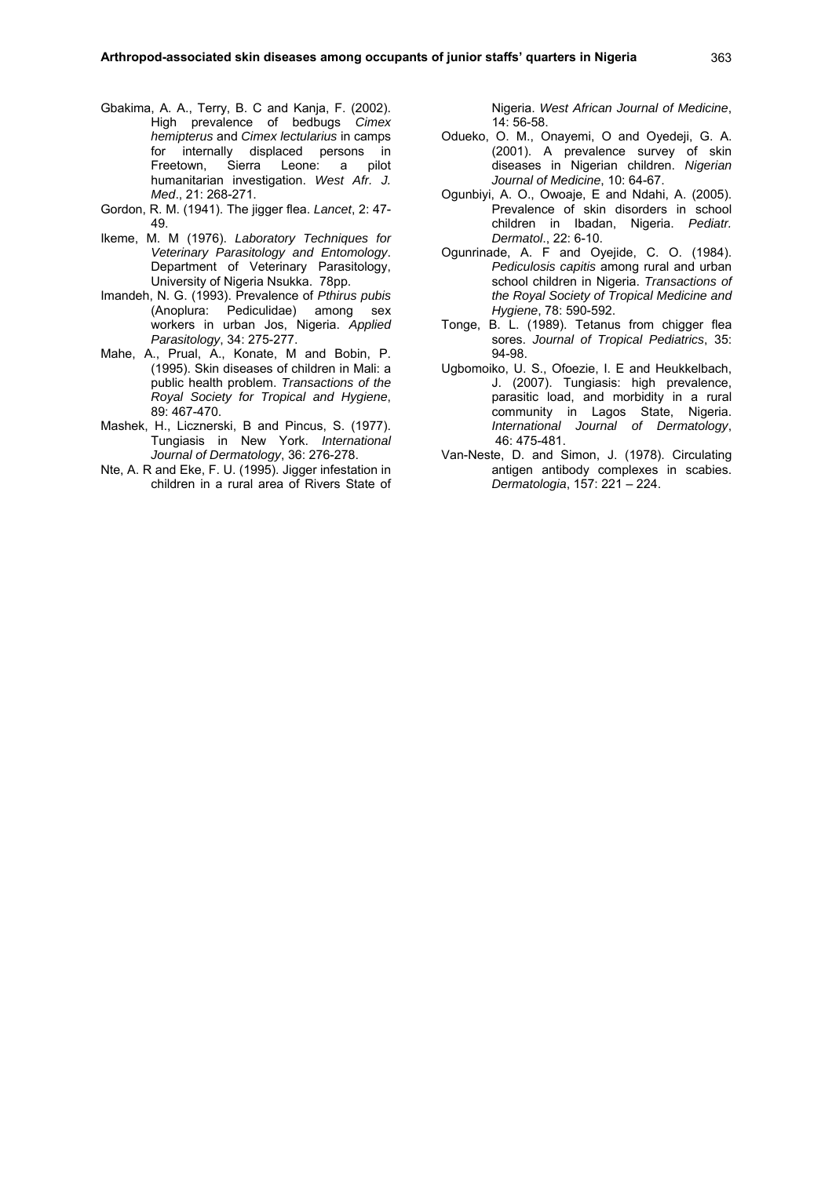Gbakima, A. A., Terry, B. C and Kanja, F. (2002). High prevalence of bedbugs *Cimex hemipterus* and *Cimex lectularius* in camps for internally displaced persons in Freetown, Sierra Leone: a pilot humanitarian investigation. *West Afr. J. Med*., 21: 268-271.

Gordon, R. M. (1941). The jigger flea. *Lancet*, 2: 47-49.

Ikeme, M. M (1976). *Laboratory Techniques for Veterinary Parasitology and Entomology*. Department of Veterinary Parasitology, University of Nigeria Nsukka. 78pp.

Imandeh, N. G. (1993). Prevalence of *Pthirus pubis* (Anoplura: Pediculidae) among sex workers in urban Jos, Nigeria. *Applied Parasitology*, 34: 275-277.

Mahe, A., Prual, A., Konate, M and Bobin, P. (1995). Skin diseases of children in Mali: a public health problem. *Transactions of the Royal Society for Tropical and Hygiene*, 89: 467-470.

Mashek, H., Licznerski, B and Pincus, S. (1977). Tungiasis in New York. *International Journal of Dermatology*, 36: 276-278.

Nte, A. R and Eke, F. U. (1995). Jigger infestation in children in a rural area of Rivers State of Nigeria. *West African Journal of Medicine*, 14: 56-58.

Odueko, O. M., Onayemi, O and Oyedeji, G. A. (2001). A prevalence survey of skin diseases in Nigerian children. *Nigerian Journal of Medicine*, 10: 64-67.

Ogunbiyi, A. O., Owoaje, E and Ndahi, A. (2005). Prevalence of skin disorders in school children in Ibadan, Nigeria. *Pediatr. Dermatol*., 22: 6-10.

Ogunrinade, A. F and Oyejide, C. O. (1984). *Pediculosis capitis* among rural and urban school children in Nigeria. *Transactions of the Royal Society of Tropical Medicine and Hygiene*, 78: 590-592.

Tonge, B. L. (1989). Tetanus from chigger flea sores. *Journal of Tropical Pediatrics*, 35: 94-98.

Ugbomoiko, U. S., Ofoezie, I. E and Heukkelbach, J. (2007). Tungiasis: high prevalence, parasitic load, and morbidity in a rural community in Lagos State, Nigeria. *International Journal of Dermatology*, 46: 475-481.

Van-Neste, D. and Simon, J. (1978). Circulating antigen antibody complexes in scabies. *Dermatologia*, 157: 221 – 224.